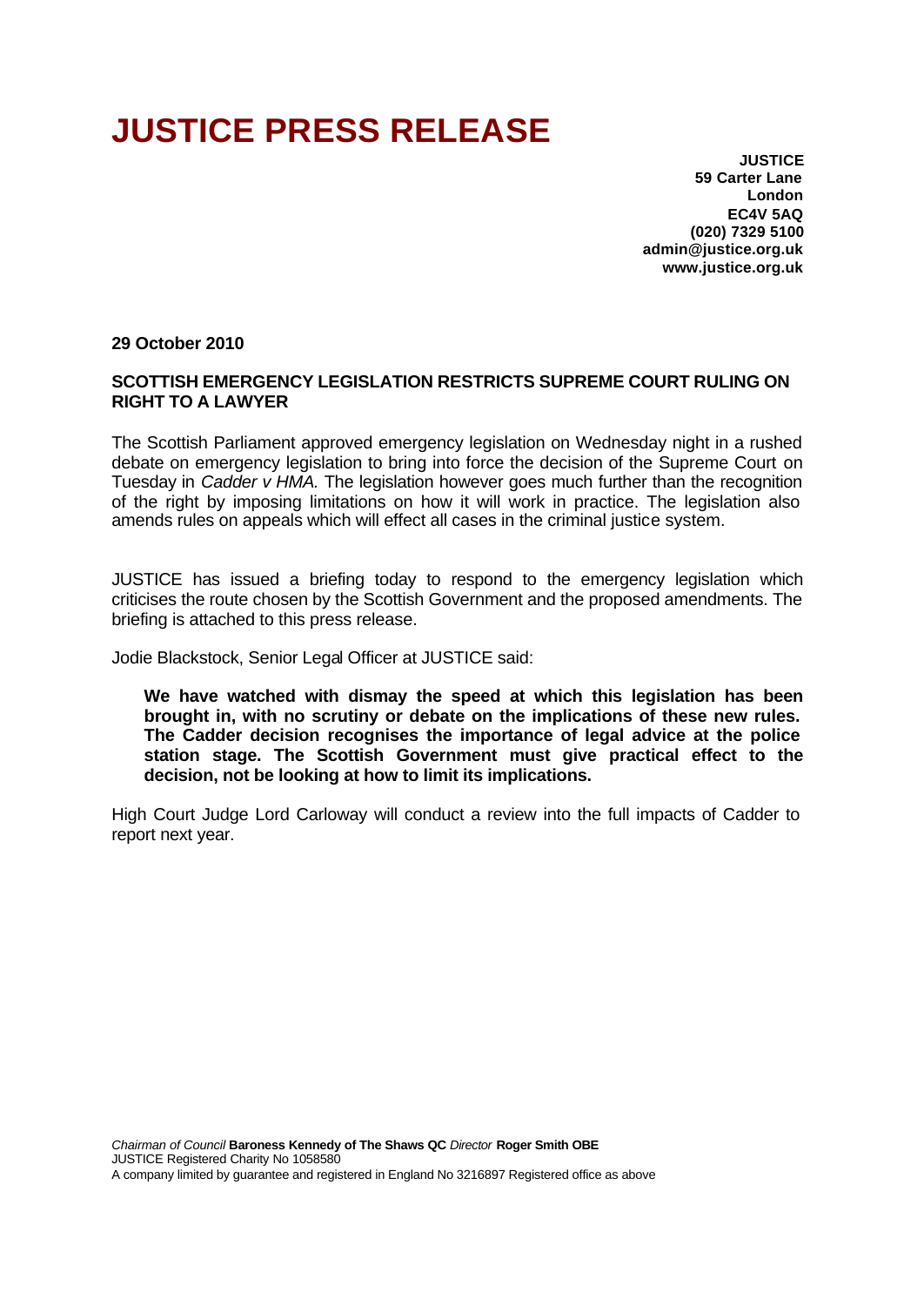# JUSTICE PRESS RELEASE

**JUSTICE**
**59 Carter Lane**
**London**
**EC4V 5AQ**
**(020) 7329 5100**
**admin@justice.org.uk**
**www.justice.org.uk**

**29 October 2010**

**SCOTTISH EMERGENCY LEGISLATION RESTRICTS SUPREME COURT RULING ON RIGHT TO A LAWYER**

The Scottish Parliament approved emergency legislation on Wednesday night in a rushed debate on emergency legislation to bring into force the decision of the Supreme Court on Tuesday in *Cadder v HMA.* The legislation however goes much further than the recognition of the right by imposing limitations on how it will work in practice. The legislation also amends rules on appeals which will effect all cases in the criminal justice system.

JUSTICE has issued a briefing today to respond to the emergency legislation which criticises the route chosen by the Scottish Government and the proposed amendments. The briefing is attached to this press release.

Jodie Blackstock, Senior Legal Officer at JUSTICE said:

> **We have watched with dismay the speed at which this legislation has been brought in, with no scrutiny or debate on the implications of these new rules. The Cadder decision recognises the importance of legal advice at the police station stage. The Scottish Government must give practical effect to the decision, not be looking at how to limit its implications.**

High Court Judge Lord Carloway will conduct a review into the full impacts of Cadder to report next year.

*Chairman of Council* **Baroness Kennedy of The Shaws QC** *Director* **Roger Smith OBE**
JUSTICE Registered Charity No 1058580
A company limited by guarantee and registered in England No 3216897 Registered office as above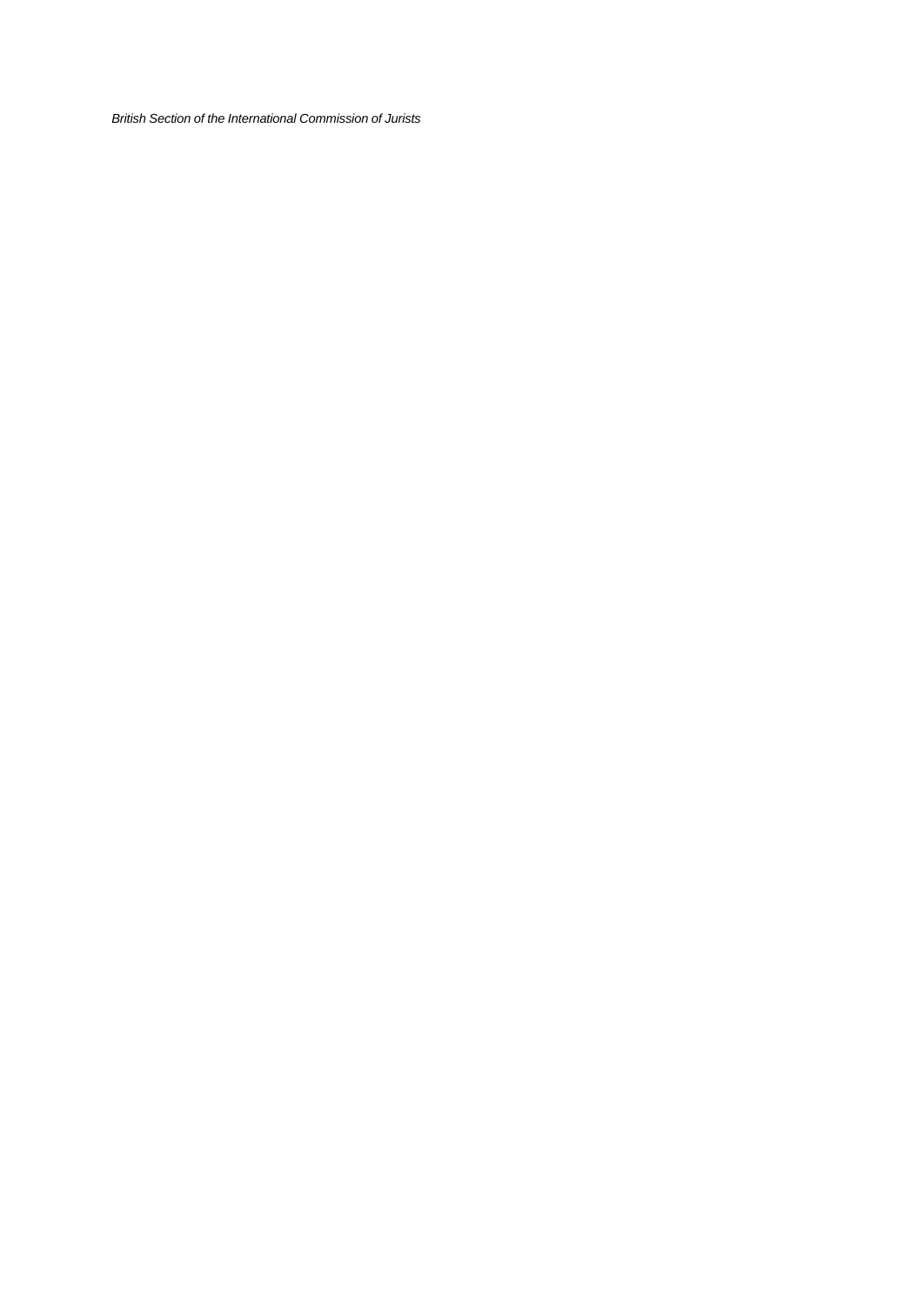*British Section of the International Commission of Jurists*